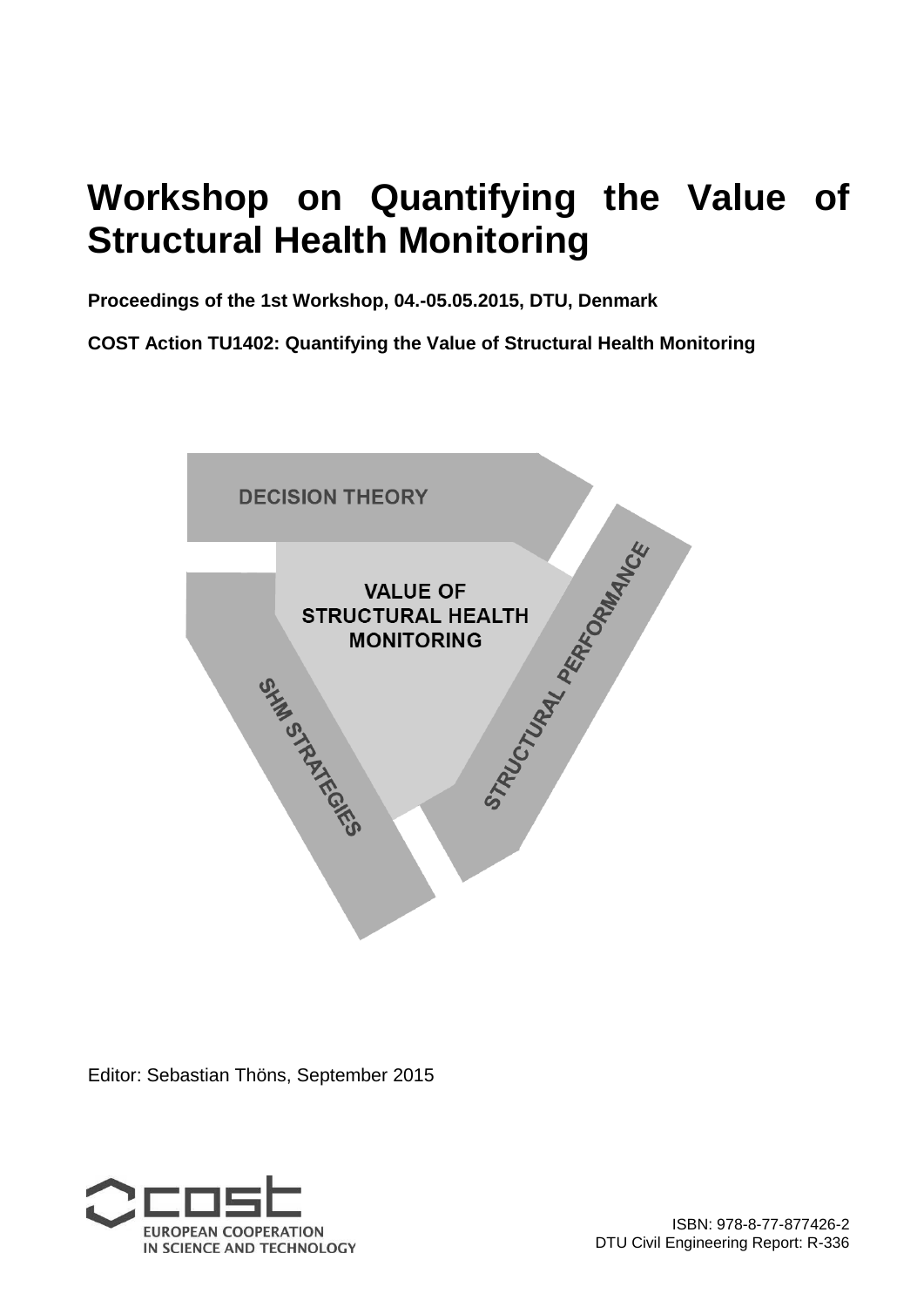# Workshop on Quantifying the Value of Structural Health Monitoring

**Proceedings of the 1st Workshop, 04.-05.05.2015, DTU, Denmark**

**COST Action TU1402: Quantifying the Value of Structural Health Monitoring**

Editor: Sebastian Thöns, September 2015

ISBN: 978-8-77-877426-2

DTU Civil Engineering Report: R-336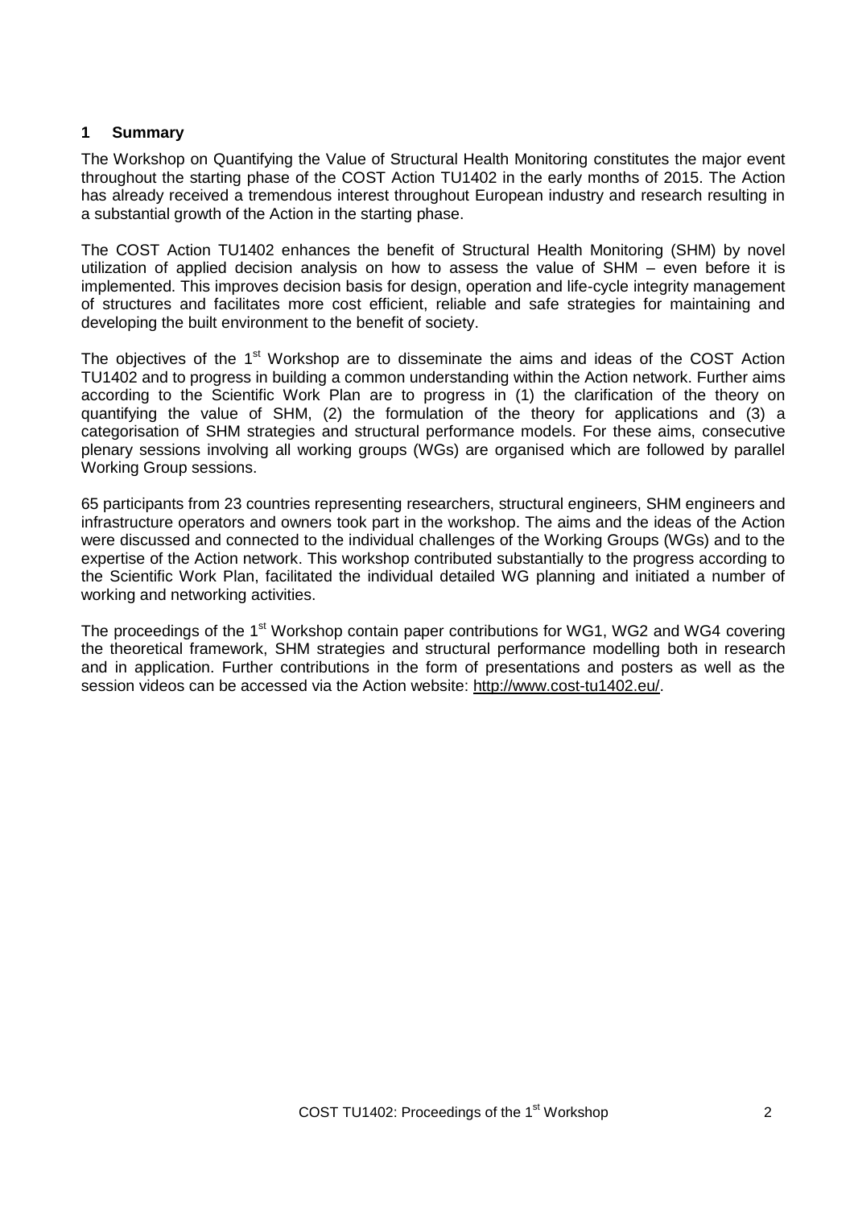# 1 Summary

The Workshop on Quantifying the Value of Structural Health Monitoring constitutes the major event throughout the starting phase of the COST Action TU1402 in the early months of 2015. The Action has already received a tremendous interest throughout European industry and research resulting in a substantial growth of the Action in the starting phase.

The COST Action TU1402 enhances the benefit of Structural Health Monitoring (SHM) by novel utilization of applied decision analysis on how to assess the value of SHM – even before it is implemented. This improves decision basis for design, operation and life-cycle integrity management of structures and facilitates more cost efficient, reliable and safe strategies for maintaining and developing the built environment to the benefit of society.

The objectives of the 1st Workshop are to disseminate the aims and ideas of the COST Action TU1402 and to progress in building a common understanding within the Action network. Further aims according to the Scientific Work Plan are to progress in (1) the clarification of the theory on quantifying the value of SHM, (2) the formulation of the theory for applications and (3) a categorisation of SHM strategies and structural performance models. For these aims, consecutive plenary sessions involving all working groups (WGs) are organised which are followed by parallel Working Group sessions.

65 participants from 23 countries representing researchers, structural engineers, SHM engineers and infrastructure operators and owners took part in the workshop. The aims and the ideas of the Action were discussed and connected to the individual challenges of the Working Groups (WGs) and to the expertise of the Action network. This workshop contributed substantially to the progress according to the Scientific Work Plan, facilitated the individual detailed WG planning and initiated a number of working and networking activities.

The proceedings of the 1st Workshop contain paper contributions for WG1, WG2 and WG4 covering the theoretical framework, SHM strategies and structural performance modelling both in research and in application. Further contributions in the form of presentations and posters as well as the session videos can be accessed via the Action website: http://www.cost-tu1402.eu/.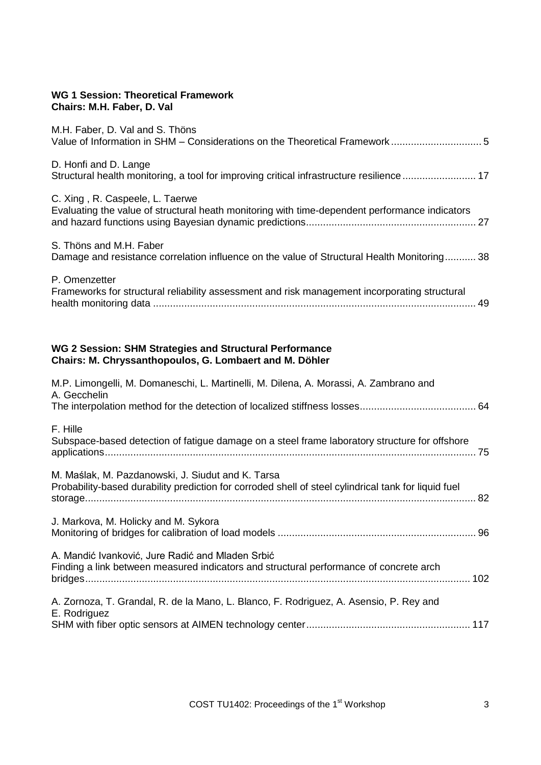**WG 1 Session: Theoretical Framework**
**Chairs: M.H. Faber, D. Val**

M.H. Faber, D. Val and S. Thöns
Value of Information in SHM – Considerations on the Theoretical Framework ................................ 5

D. Honfi and D. Lange
Structural health monitoring, a tool for improving critical infrastructure resilience .......................... 17

C. Xing , R. Caspeele, L. Taerwe
Evaluating the value of structural heath monitoring with time-dependent performance indicators and hazard functions using Bayesian dynamic predictions............................................................ 27

S. Thöns and M.H. Faber
Damage and resistance correlation influence on the value of Structural Health Monitoring........... 38

P. Omenzetter
Frameworks for structural reliability assessment and risk management incorporating structural health monitoring data ................................................................................................................... 49

**WG 2 Session: SHM Strategies and Structural Performance**
**Chairs: M. Chryssanthopoulos, G. Lombaert and M. Döhler**

M.P. Limongelli, M. Domaneschi, L. Martinelli, M. Dilena, A. Morassi, A. Zambrano and A. Gecchelin
The interpolation method for the detection of localized stiffness losses......................................... 64

F. Hille
Subspace-based detection of fatigue damage on a steel frame laboratory structure for offshore applications................................................................................................................................... 75

M. Maślak, M. Pazdanowski, J. Siudut and K. Tarsa
Probability-based durability prediction for corroded shell of steel cylindrical tank for liquid fuel storage.......................................................................................................................................... 82

J. Markova, M. Holicky and M. Sykora
Monitoring of bridges for calibration of load models ...................................................................... 96

A. Mandić Ivanković, Jure Radić and Mladen Srbić
Finding a link between measured indicators and structural performance of concrete arch bridges........................................................................................................................................ 102

A. Zornoza, T. Grandal, R. de la Mano, L. Blanco, F. Rodriguez, A. Asensio, P. Rey and E. Rodriguez
SHM with fiber optic sensors at AIMEN technology center.......................................................... 117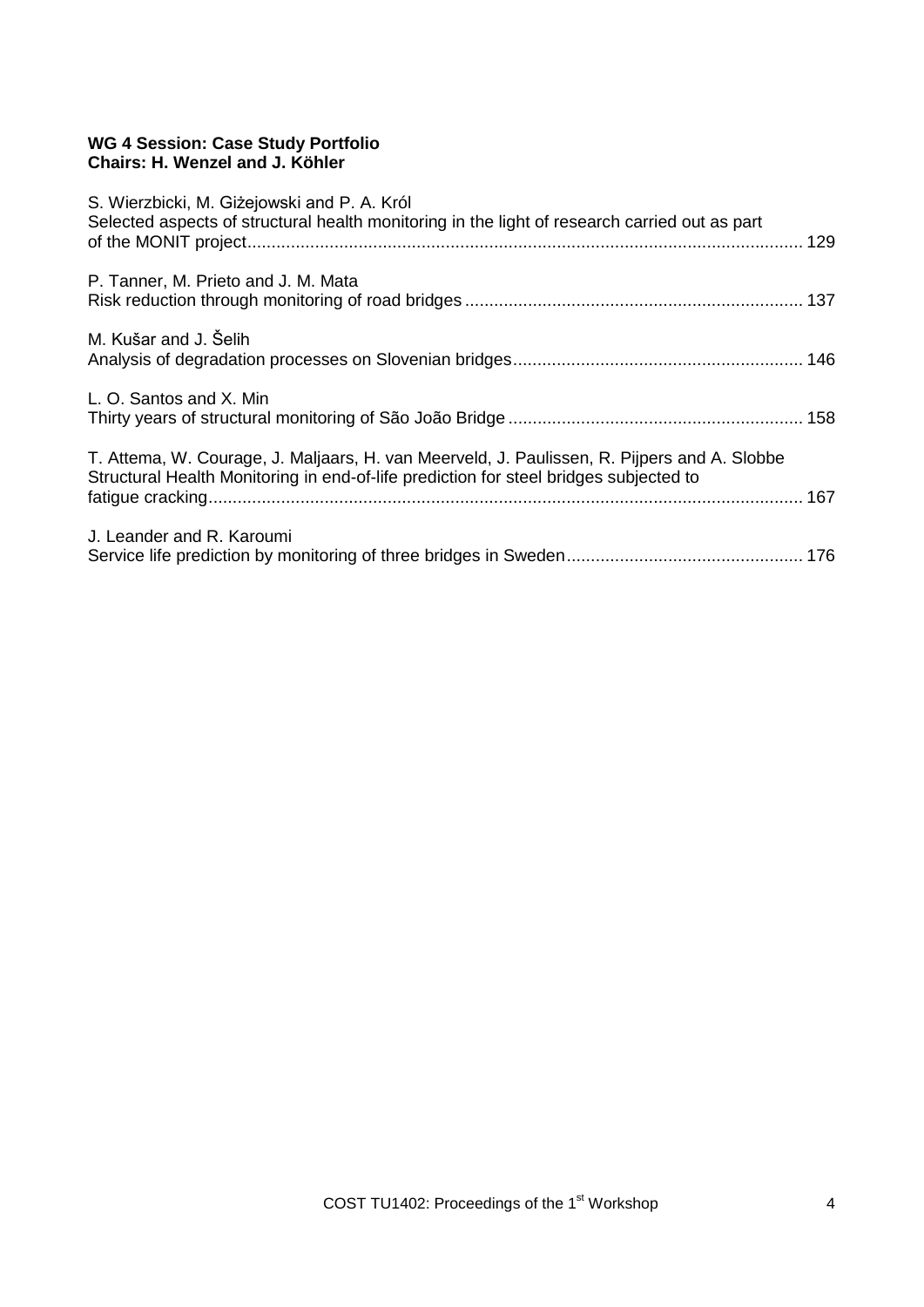**WG 4 Session: Case Study Portfolio**
**Chairs: H. Wenzel and J. Köhler**

S. Wierzbicki, M. Giżejowski and P. A. Król
Selected aspects of structural health monitoring in the light of research carried out as part of the MONIT project ........ 129

P. Tanner, M. Prieto and J. M. Mata
Risk reduction through monitoring of road bridges ........ 137

M. Kušar and J. Šelih
Analysis of degradation processes on Slovenian bridges ........ 146

L. O. Santos and X. Min
Thirty years of structural monitoring of São João Bridge ........ 158

T. Attema, W. Courage, J. Maljaars, H. van Meerveld, J. Paulissen, R. Pijpers and A. Slobbe
Structural Health Monitoring in end-of-life prediction for steel bridges subjected to fatigue cracking ........ 167

J. Leander and R. Karoumi
Service life prediction by monitoring of three bridges in Sweden ........ 176